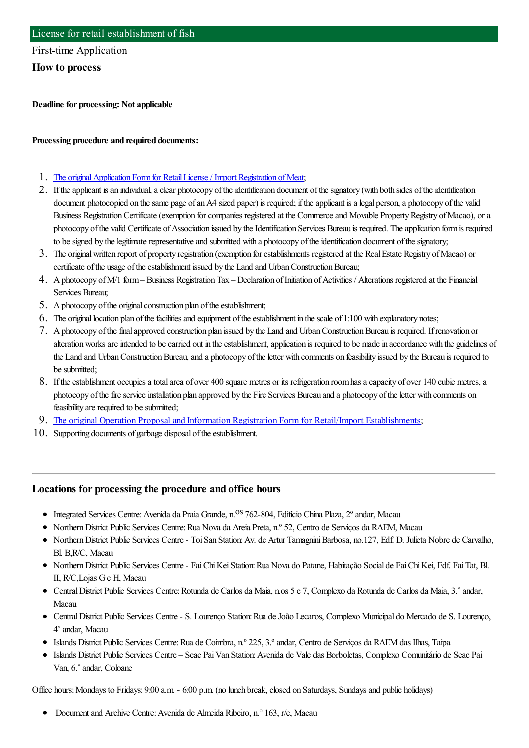# License for retail establishment of fish

First-time Application

## How to process

**Deadline for processing: Not applicable**

**Processing procedure and required documents:**

1. The original Application Form for Retail License / Import Registration of Meat;
2. If the applicant is an individual, a clear photocopy of the identification document of the signatory (with both sides of the identification document photocopied on the same page of an A4 sized paper) is required; if the applicant is a legal person, a photocopy of the valid Business Registration Certificate (exemption for companies registered at the Commerce and Movable Property Registry of Macao), or a photocopy of the valid Certificate of Association issued by the Identification Services Bureau is required. The application form is required to be signed by the legitimate representative and submitted with a photocopy of the identification document of the signatory;
3. The original written report of property registration (exemption for establishments registered at the Real Estate Registry of Macao) or certificate of the usage of the establishment issued by the Land and Urban Construction Bureau;
4. A photocopy of M/1 form – Business Registration Tax – Declaration of Initiation of Activities / Alterations registered at the Financial Services Bureau;
5. A photocopy of the original construction plan of the establishment;
6. The original location plan of the facilities and equipment of the establishment in the scale of 1:100 with explanatory notes;
7. A photocopy of the final approved construction plan issued by the Land and Urban Construction Bureau is required. If renovation or alteration works are intended to be carried out in the establishment, application is required to be made in accordance with the guidelines of the Land and Urban Construction Bureau, and a photocopy of the letter with comments on feasibility issued by the Bureau is required to be submitted;
8. If the establishment occupies a total area of over 400 square metres or its refrigeration room has a capacity of over 140 cubic metres, a photocopy of the fire service installation plan approved by the Fire Services Bureau and a photocopy of the letter with comments on feasibility are required to be submitted;
9. The original Operation Proposal and Information Registration Form for Retail/Import Establishments;
10. Supporting documents of garbage disposal of the establishment.

---

## Locations for processing the procedure and office hours

- Integrated Services Centre: Avenida da Praia Grande, n.os 762-804, Edifício China Plaza, 2º andar, Macau
- Northern District Public Services Centre: Rua Nova da Areia Preta, n.º 52, Centro de Serviços da RAEM, Macau
- Northern District Public Services Centre - Toi San Station: Av. de Artur Tamagnini Barbosa, no.127, Edf. D. Julieta Nobre de Carvalho, Bl. B,R/C, Macau
- Northern District Public Services Centre - Fai Chi Kei Station: Rua Nova do Patane, Habitação Social de Fai Chi Kei, Edf. Fai Tat, Bl. II, R/C,Lojas G e H, Macau
- Central District Public Services Centre: Rotunda de Carlos da Maia, n.os 5 e 7, Complexo da Rotunda de Carlos da Maia, 3.˚ andar, Macau
- Central District Public Services Centre - S. Lourenço Station: Rua de João Lecaros, Complexo Municipal do Mercado de S. Lourenço, 4˚ andar, Macau
- Islands District Public Services Centre: Rua de Coimbra, n.º 225, 3.º andar, Centro de Serviços da RAEM das Ilhas, Taipa
- Islands District Public Services Centre – Seac Pai Van Station: Avenida de Vale das Borboletas, Complexo Comunitário de Seac Pai Van, 6.˚ andar, Coloane

Office hours: Mondays to Fridays: 9:00 a.m. - 6:00 p.m. (no lunch break, closed on Saturdays, Sundays and public holidays)

- Document and Archive Centre: Avenida de Almeida Ribeiro, n.° 163, r/c, Macau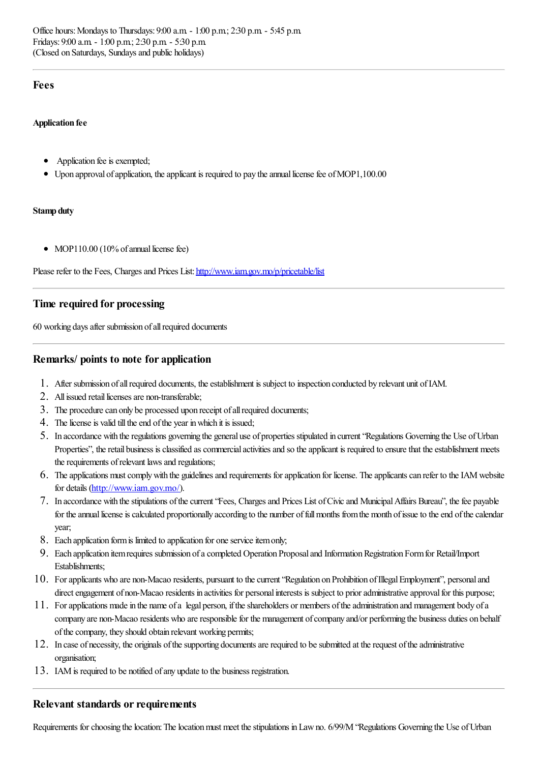Office hours: Mondays to Thursdays: 9:00 a.m. - 1:00 p.m.; 2:30 p.m. - 5:45 p.m.
Fridays: 9:00 a.m. - 1:00 p.m.; 2:30 p.m. - 5:30 p.m.
(Closed on Saturdays, Sundays and public holidays)

---

## Fees

#### Application fee

- Application fee is exempted;
- Upon approval of application, the applicant is required to pay the annual license fee of MOP1,100.00

#### Stamp duty

- MOP110.00 (10% of annual license fee)

Please refer to the Fees, Charges and Prices List: [http://www.iam.gov.mo/p/pricetable/list](http://www.iam.gov.mo/p/pricetable/list)

---

## Time required for processing

60 working days after submission of all required documents

---

## Remarks/ points to note for application

1. After submission of all required documents, the establishment is subject to inspection conducted by relevant unit of IAM.
2. All issued retail licenses are non-transferable;
3. The procedure can only be processed upon receipt of all required documents;
4. The license is valid till the end of the year in which it is issued;
5. In accordance with the regulations governing the general use of properties stipulated in current "Regulations Governing the Use of Urban Properties", the retail business is classified as commercial activities and so the applicant is required to ensure that the establishment meets the requirements of relevant laws and regulations;
6. The applications must comply with the guidelines and requirements for application for license. The applicants can refer to the IAM website for details ([http://www.iam.gov.mo/](http://www.iam.gov.mo/)).
7. In accordance with the stipulations of the current "Fees, Charges and Prices List of Civic and Municipal Affairs Bureau", the fee payable for the annual license is calculated proportionally according to the number of full months from the month of issue to the end of the calendar year;
8. Each application form is limited to application for one service item only;
9. Each application item requires submission of a completed Operation Proposal and Information Registration Form for Retail/Import Establishments;
10. For applicants who are non-Macao residents, pursuant to the current "Regulation on Prohibition of Illegal Employment", personal and direct engagement of non-Macao residents in activities for personal interests is subject to prior administrative approval for this purpose;
11. For applications made in the name of a legal person, if the shareholders or members of the administration and management body of a company are non-Macao residents who are responsible for the management of company and/or performing the business duties on behalf of the company, they should obtain relevant working permits;
12. In case of necessity, the originals of the supporting documents are required to be submitted at the request of the administrative organisation;
13. IAM is required to be notified of any update to the business registration.

---

## Relevant standards or requirements

Requirements for choosing the location: The location must meet the stipulations in Law no. 6/99/M "Regulations Governing the Use of Urban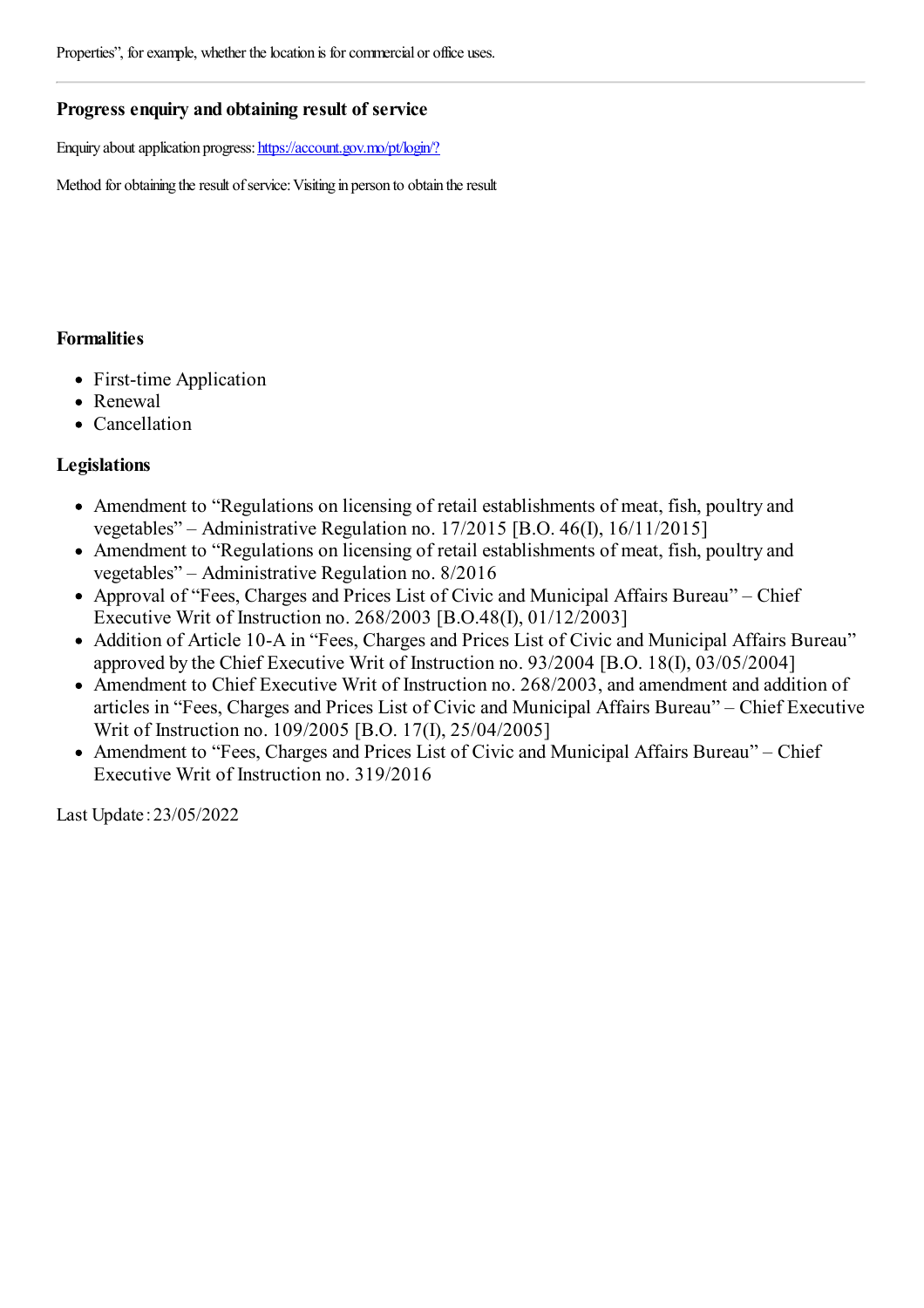Properties", for example, whether the location is for commercial or office uses.

---

### Progress enquiry and obtaining result of service

Enquiry about application progress: https://account.gov.mo/pt/login/?

Method for obtaining the result of service: Visiting in person to obtain the result

### Formalities

- First-time Application
- Renewal
- Cancellation

### Legislations

- Amendment to "Regulations on licensing of retail establishments of meat, fish, poultry and vegetables" – Administrative Regulation no. 17/2015 [B.O. 46(I), 16/11/2015]
- Amendment to "Regulations on licensing of retail establishments of meat, fish, poultry and vegetables" – Administrative Regulation no. 8/2016
- Approval of "Fees, Charges and Prices List of Civic and Municipal Affairs Bureau" – Chief Executive Writ of Instruction no. 268/2003 [B.O.48(I), 01/12/2003]
- Addition of Article 10-A in "Fees, Charges and Prices List of Civic and Municipal Affairs Bureau" approved by the Chief Executive Writ of Instruction no. 93/2004 [B.O. 18(I), 03/05/2004]
- Amendment to Chief Executive Writ of Instruction no. 268/2003, and amendment and addition of articles in "Fees, Charges and Prices List of Civic and Municipal Affairs Bureau" – Chief Executive Writ of Instruction no. 109/2005 [B.O. 17(I), 25/04/2005]
- Amendment to "Fees, Charges and Prices List of Civic and Municipal Affairs Bureau" – Chief Executive Writ of Instruction no. 319/2016

Last Update : 23/05/2022